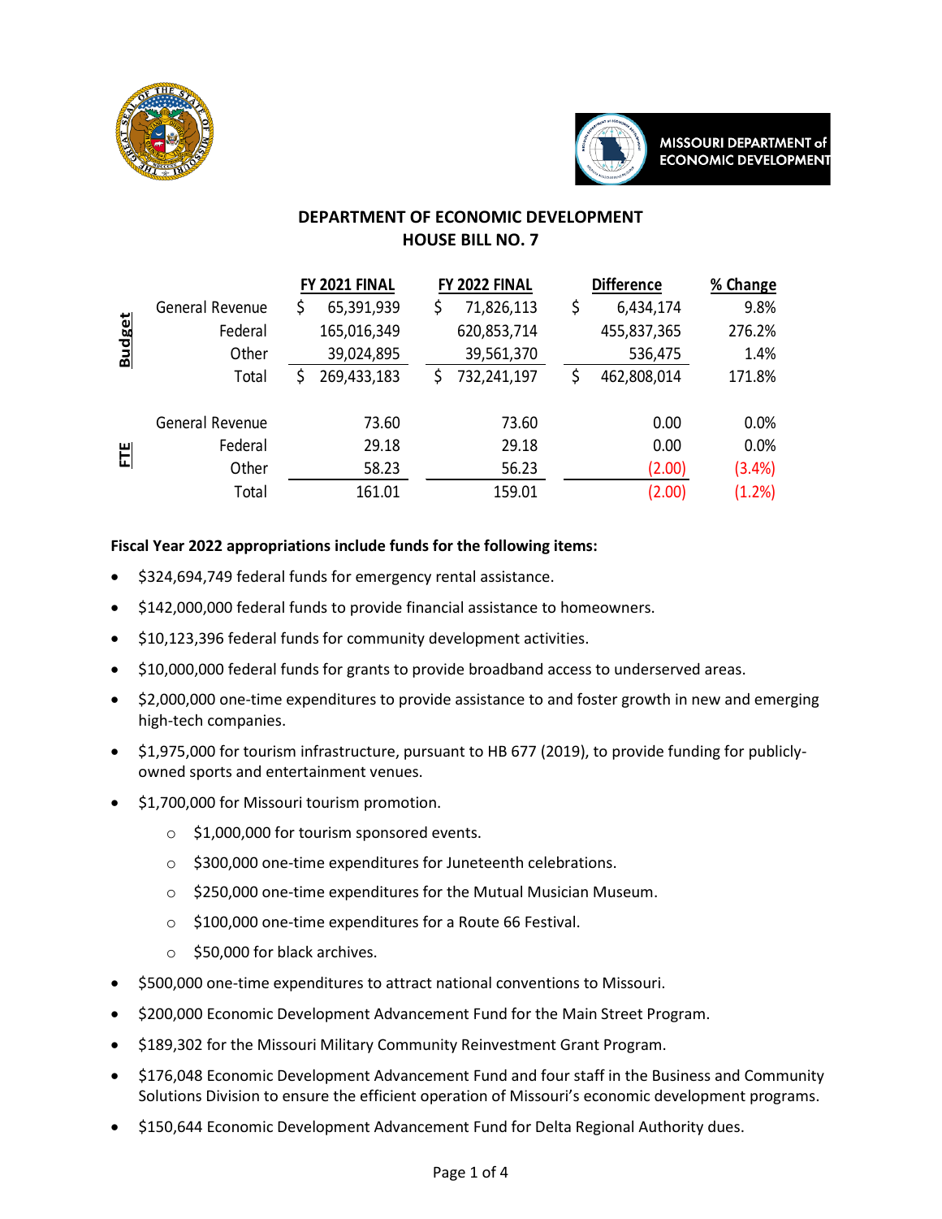## DEPARTMENT OF ECONOMIC DEVELOPMENT
## HOUSE BILL NO. 7

| | | FY 2021 FINAL | FY 2022 FINAL | Difference | % Change |
|---|---|---|---|---|---|
| Budget | General Revenue | $ 65,391,939 | $ 71,826,113 | $ 6,434,174 | 9.8% |
| | Federal | 165,016,349 | 620,853,714 | 455,837,365 | 276.2% |
| | Other | 39,024,895 | 39,561,370 | 536,475 | 1.4% |
| | Total | $ 269,433,183 | $ 732,241,197 | $ 462,808,014 | 171.8% |
| FTE | General Revenue | 73.60 | 73.60 | 0.00 | 0.0% |
| | Federal | 29.18 | 29.18 | 0.00 | 0.0% |
| | Other | 58.23 | 56.23 | (2.00) | (3.4%) |
| | Total | 161.01 | 159.01 | (2.00) | (1.2%) |

**Fiscal Year 2022 appropriations include funds for the following items:**

- $324,694,749 federal funds for emergency rental assistance.
- $142,000,000 federal funds to provide financial assistance to homeowners.
- $10,123,396 federal funds for community development activities.
- $10,000,000 federal funds for grants to provide broadband access to underserved areas.
- $2,000,000 one-time expenditures to provide assistance to and foster growth in new and emerging high-tech companies.
- $1,975,000 for tourism infrastructure, pursuant to HB 677 (2019), to provide funding for publicly-owned sports and entertainment venues.
- $1,700,000 for Missouri tourism promotion.
  - $1,000,000 for tourism sponsored events.
  - $300,000 one-time expenditures for Juneteenth celebrations.
  - $250,000 one-time expenditures for the Mutual Musician Museum.
  - $100,000 one-time expenditures for a Route 66 Festival.
  - $50,000 for black archives.
- $500,000 one-time expenditures to attract national conventions to Missouri.
- $200,000 Economic Development Advancement Fund for the Main Street Program.
- $189,302 for the Missouri Military Community Reinvestment Grant Program.
- $176,048 Economic Development Advancement Fund and four staff in the Business and Community Solutions Division to ensure the efficient operation of Missouri's economic development programs.
- $150,644 Economic Development Advancement Fund for Delta Regional Authority dues.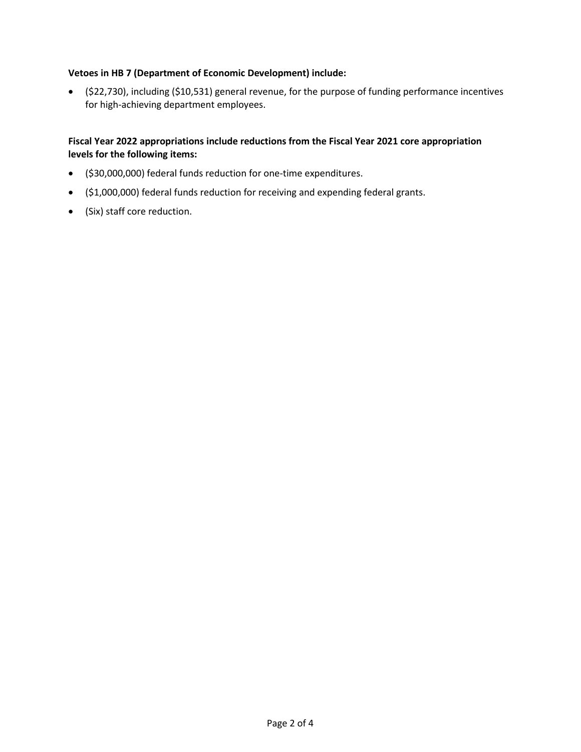**Vetoes in HB 7 (Department of Economic Development) include:**

- ($22,730), including ($10,531) general revenue, for the purpose of funding performance incentives for high-achieving department employees.

**Fiscal Year 2022 appropriations include reductions from the Fiscal Year 2021 core appropriation levels for the following items:**

- ($30,000,000) federal funds reduction for one-time expenditures.
- ($1,000,000) federal funds reduction for receiving and expending federal grants.
- (Six) staff core reduction.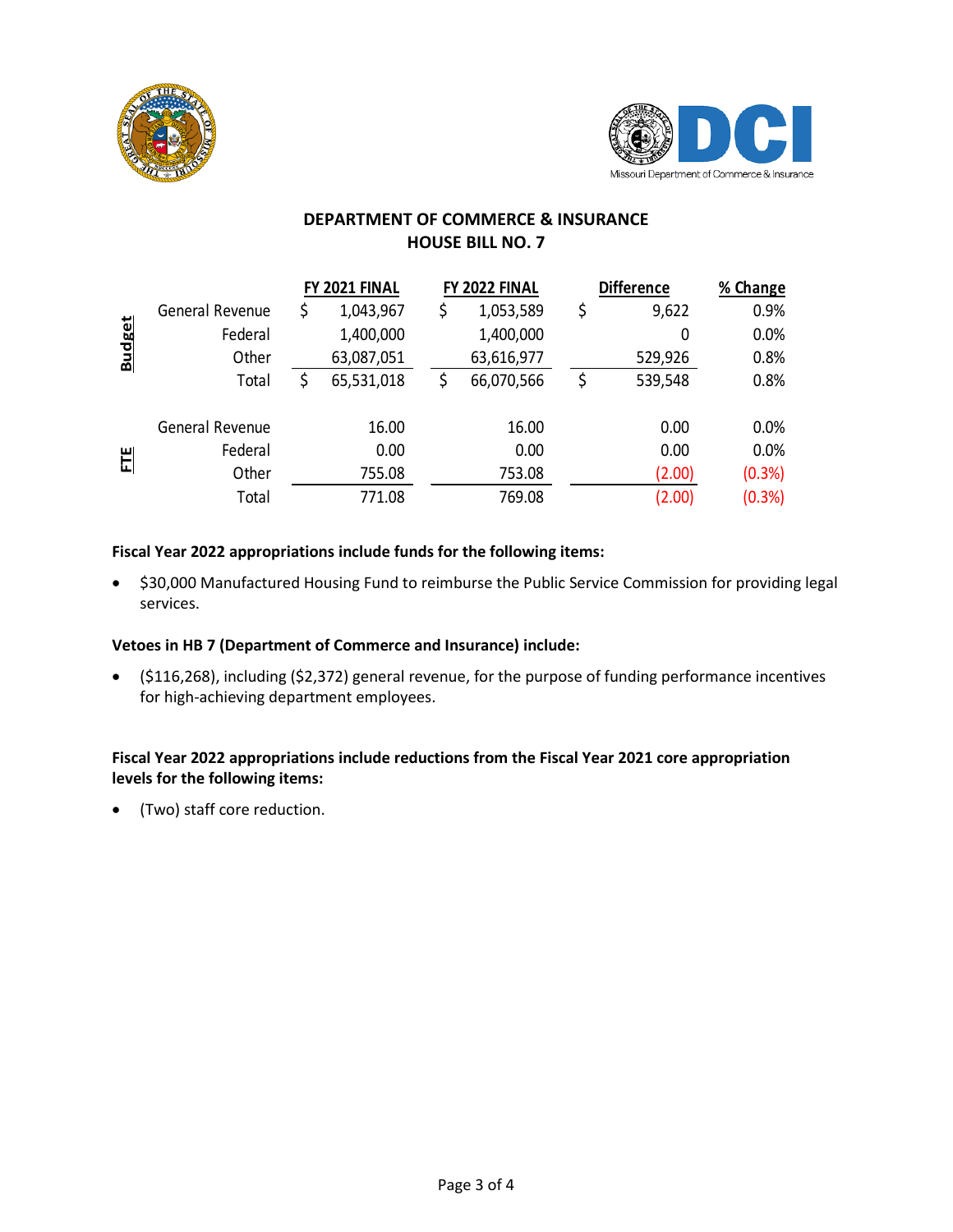## DEPARTMENT OF COMMERCE & INSURANCE
## HOUSE BILL NO. 7

| | | FY 2021 FINAL | FY 2022 FINAL | Difference | % Change |
|---|---|---|---|---|---|
| **Budget** | General Revenue | $ 1,043,967 | $ 1,053,589 | $ 9,622 | 0.9% |
| | Federal | 1,400,000 | 1,400,000 | 0 | 0.0% |
| | Other | 63,087,051 | 63,616,977 | 529,926 | 0.8% |
| | Total | $ 65,531,018 | $ 66,070,566 | $ 539,548 | 0.8% |
| **FTE** | General Revenue | 16.00 | 16.00 | 0.00 | 0.0% |
| | Federal | 0.00 | 0.00 | 0.00 | 0.0% |
| | Other | 755.08 | 753.08 | (2.00) | (0.3%) |
| | Total | 771.08 | 769.08 | (2.00) | (0.3%) |

**Fiscal Year 2022 appropriations include funds for the following items:**

- $30,000 Manufactured Housing Fund to reimburse the Public Service Commission for providing legal services.

**Vetoes in HB 7 (Department of Commerce and Insurance) include:**

- ($116,268), including ($2,372) general revenue, for the purpose of funding performance incentives for high-achieving department employees.

**Fiscal Year 2022 appropriations include reductions from the Fiscal Year 2021 core appropriation levels for the following items:**

- (Two) staff core reduction.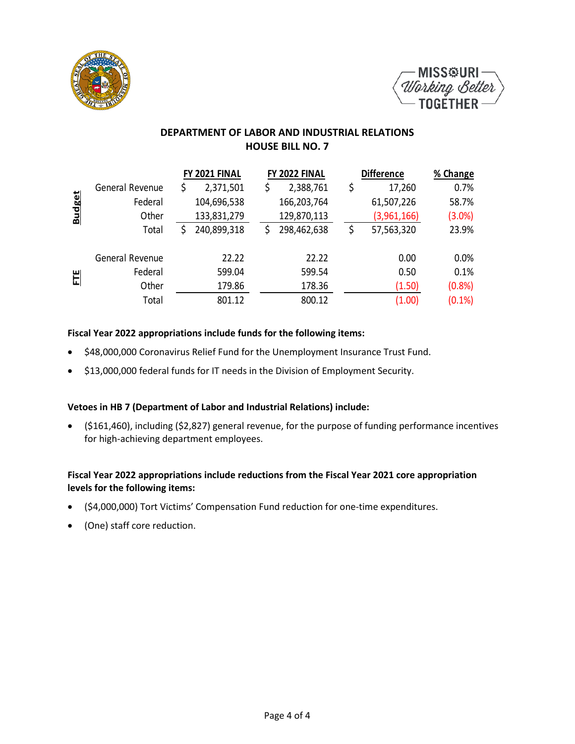## DEPARTMENT OF LABOR AND INDUSTRIAL RELATIONS
## HOUSE BILL NO. 7

| | | FY 2021 FINAL | FY 2022 FINAL | Difference | % Change |
|---|---|---|---|---|---|
| Budget | General Revenue | $ 2,371,501 | $ 2,388,761 | $ 17,260 | 0.7% |
| | Federal | 104,696,538 | 166,203,764 | 61,507,226 | 58.7% |
| | Other | 133,831,279 | 129,870,113 | (3,961,166) | (3.0%) |
| | Total | $ 240,899,318 | $ 298,462,638 | $ 57,563,320 | 23.9% |
| FTE | General Revenue | 22.22 | 22.22 | 0.00 | 0.0% |
| | Federal | 599.04 | 599.54 | 0.50 | 0.1% |
| | Other | 179.86 | 178.36 | (1.50) | (0.8%) |
| | Total | 801.12 | 800.12 | (1.00) | (0.1%) |

**Fiscal Year 2022 appropriations include funds for the following items:**

- $48,000,000 Coronavirus Relief Fund for the Unemployment Insurance Trust Fund.
- $13,000,000 federal funds for IT needs in the Division of Employment Security.

**Vetoes in HB 7 (Department of Labor and Industrial Relations) include:**

- ($161,460), including ($2,827) general revenue, for the purpose of funding performance incentives for high-achieving department employees.

**Fiscal Year 2022 appropriations include reductions from the Fiscal Year 2021 core appropriation levels for the following items:**

- ($4,000,000) Tort Victims' Compensation Fund reduction for one-time expenditures.
- (One) staff core reduction.